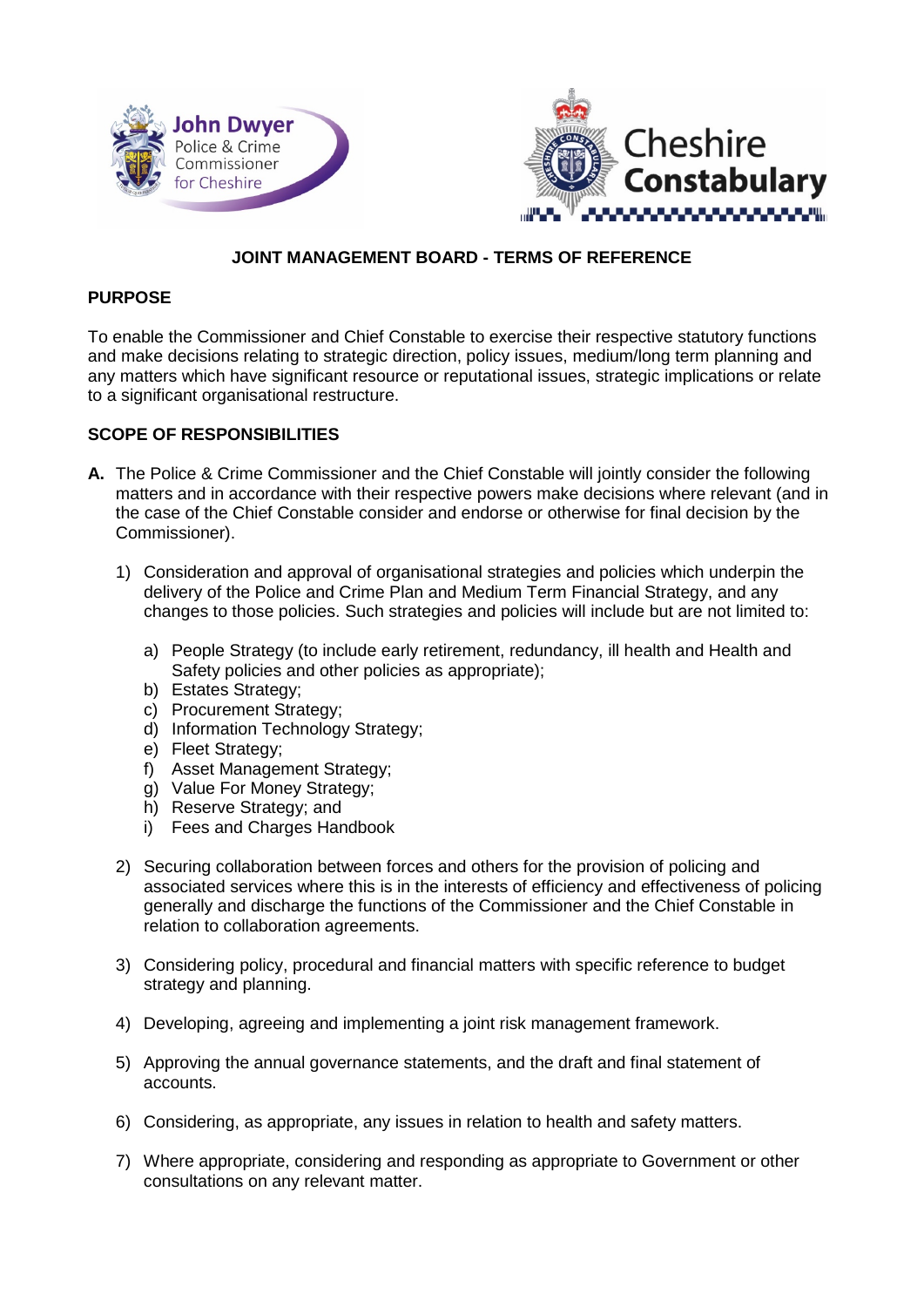## JOINT MANAGEMENT BOARD - TERMS OF REFERENCE

### PURPOSE

To enable the Commissioner and Chief Constable to exercise their respective statutory functions and make decisions relating to strategic direction, policy issues, medium/long term planning and any matters which have significant resource or reputational issues, strategic implications or relate to a significant organisational restructure.

### SCOPE OF RESPONSIBILITIES

**A.** The Police & Crime Commissioner and the Chief Constable will jointly consider the following matters and in accordance with their respective powers make decisions where relevant (and in the case of the Chief Constable consider and endorse or otherwise for final decision by the Commissioner).

1) Consideration and approval of organisational strategies and policies which underpin the delivery of the Police and Crime Plan and Medium Term Financial Strategy, and any changes to those policies. Such strategies and policies will include but are not limited to:

   a) People Strategy (to include early retirement, redundancy, ill health and Health and Safety policies and other policies as appropriate);
   b) Estates Strategy;
   c) Procurement Strategy;
   d) Information Technology Strategy;
   e) Fleet Strategy;
   f) Asset Management Strategy;
   g) Value For Money Strategy;
   h) Reserve Strategy; and
   i) Fees and Charges Handbook

2) Securing collaboration between forces and others for the provision of policing and associated services where this is in the interests of efficiency and effectiveness of policing generally and discharge the functions of the Commissioner and the Chief Constable in relation to collaboration agreements.

3) Considering policy, procedural and financial matters with specific reference to budget strategy and planning.

4) Developing, agreeing and implementing a joint risk management framework.

5) Approving the annual governance statements, and the draft and final statement of accounts.

6) Considering, as appropriate, any issues in relation to health and safety matters.

7) Where appropriate, considering and responding as appropriate to Government or other consultations on any relevant matter.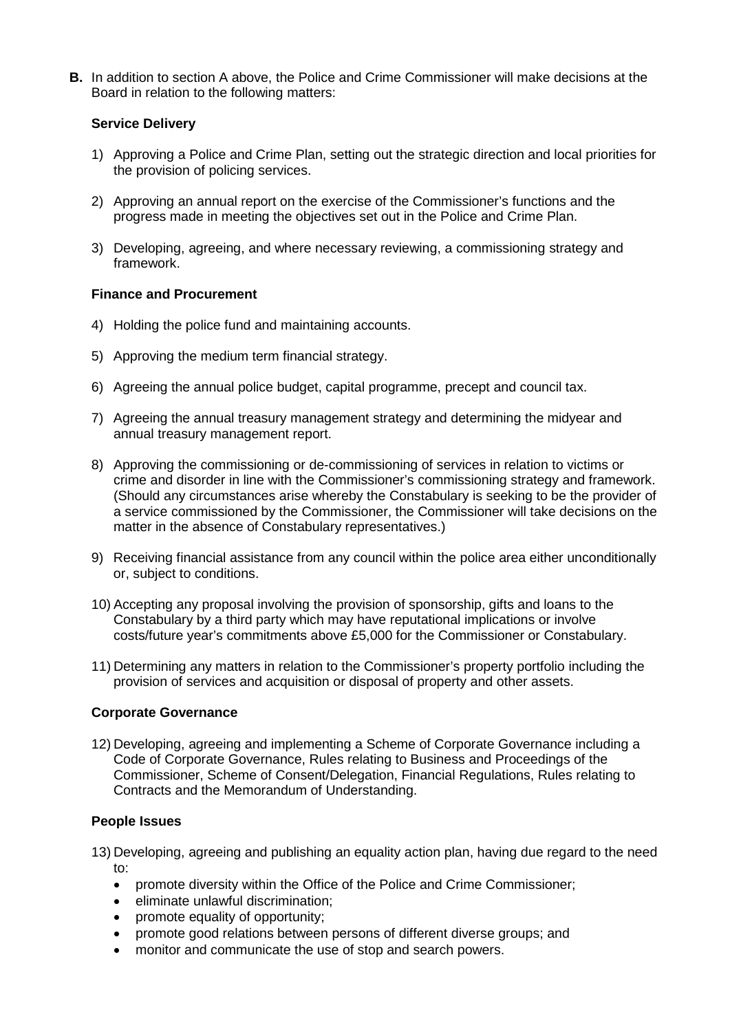**B.** In addition to section A above, the Police and Crime Commissioner will make decisions at the Board in relation to the following matters:

**Service Delivery**

1) Approving a Police and Crime Plan, setting out the strategic direction and local priorities for the provision of policing services.

2) Approving an annual report on the exercise of the Commissioner's functions and the progress made in meeting the objectives set out in the Police and Crime Plan.

3) Developing, agreeing, and where necessary reviewing, a commissioning strategy and framework.

**Finance and Procurement**

4) Holding the police fund and maintaining accounts.

5) Approving the medium term financial strategy.

6) Agreeing the annual police budget, capital programme, precept and council tax.

7) Agreeing the annual treasury management strategy and determining the midyear and annual treasury management report.

8) Approving the commissioning or de-commissioning of services in relation to victims or crime and disorder in line with the Commissioner's commissioning strategy and framework. (Should any circumstances arise whereby the Constabulary is seeking to be the provider of a service commissioned by the Commissioner, the Commissioner will take decisions on the matter in the absence of Constabulary representatives.)

9) Receiving financial assistance from any council within the police area either unconditionally or, subject to conditions.

10) Accepting any proposal involving the provision of sponsorship, gifts and loans to the Constabulary by a third party which may have reputational implications or involve costs/future year's commitments above £5,000 for the Commissioner or Constabulary.

11) Determining any matters in relation to the Commissioner's property portfolio including the provision of services and acquisition or disposal of property and other assets.

**Corporate Governance**

12) Developing, agreeing and implementing a Scheme of Corporate Governance including a Code of Corporate Governance, Rules relating to Business and Proceedings of the Commissioner, Scheme of Consent/Delegation, Financial Regulations, Rules relating to Contracts and the Memorandum of Understanding.

**People Issues**

13) Developing, agreeing and publishing an equality action plan, having due regard to the need to:
    - promote diversity within the Office of the Police and Crime Commissioner;
    - eliminate unlawful discrimination;
    - promote equality of opportunity;
    - promote good relations between persons of different diverse groups; and
    - monitor and communicate the use of stop and search powers.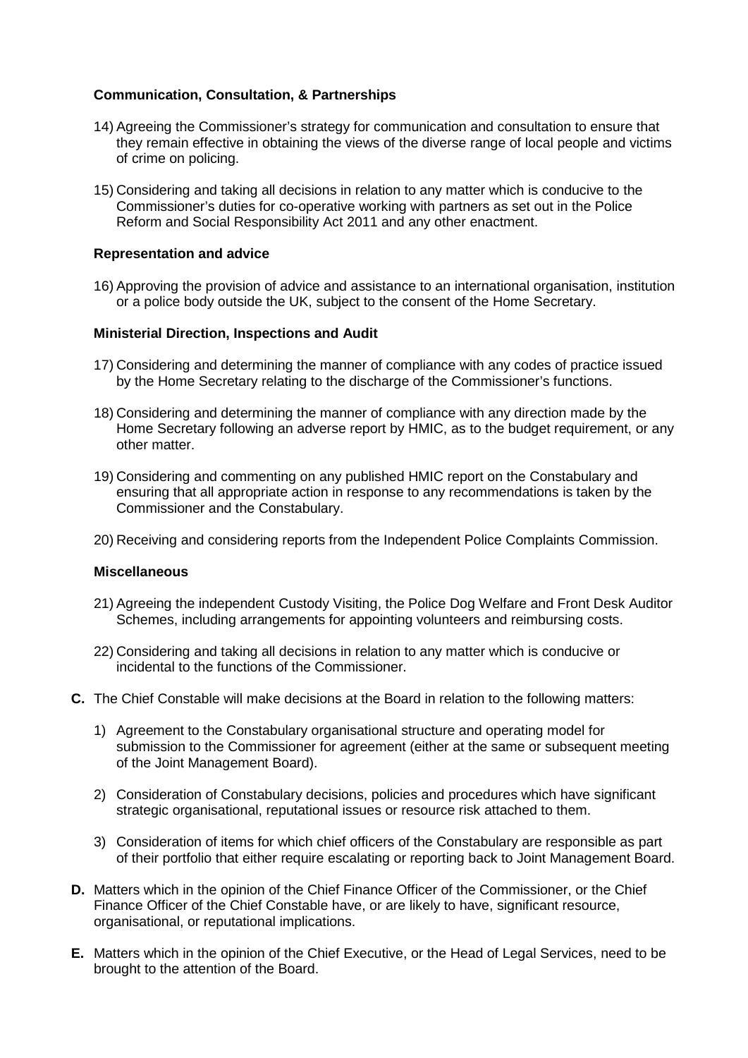**Communication, Consultation, & Partnerships**

14) Agreeing the Commissioner's strategy for communication and consultation to ensure that they remain effective in obtaining the views of the diverse range of local people and victims of crime on policing.

15) Considering and taking all decisions in relation to any matter which is conducive to the Commissioner's duties for co-operative working with partners as set out in the Police Reform and Social Responsibility Act 2011 and any other enactment.

**Representation and advice**

16) Approving the provision of advice and assistance to an international organisation, institution or a police body outside the UK, subject to the consent of the Home Secretary.

**Ministerial Direction, Inspections and Audit**

17) Considering and determining the manner of compliance with any codes of practice issued by the Home Secretary relating to the discharge of the Commissioner's functions.

18) Considering and determining the manner of compliance with any direction made by the Home Secretary following an adverse report by HMIC, as to the budget requirement, or any other matter.

19) Considering and commenting on any published HMIC report on the Constabulary and ensuring that all appropriate action in response to any recommendations is taken by the Commissioner and the Constabulary.

20) Receiving and considering reports from the Independent Police Complaints Commission.

**Miscellaneous**

21) Agreeing the independent Custody Visiting, the Police Dog Welfare and Front Desk Auditor Schemes, including arrangements for appointing volunteers and reimbursing costs.

22) Considering and taking all decisions in relation to any matter which is conducive or incidental to the functions of the Commissioner.

**C.** The Chief Constable will make decisions at the Board in relation to the following matters:

1) Agreement to the Constabulary organisational structure and operating model for submission to the Commissioner for agreement (either at the same or subsequent meeting of the Joint Management Board).

2) Consideration of Constabulary decisions, policies and procedures which have significant strategic organisational, reputational issues or resource risk attached to them.

3) Consideration of items for which chief officers of the Constabulary are responsible as part of their portfolio that either require escalating or reporting back to Joint Management Board.

**D.** Matters which in the opinion of the Chief Finance Officer of the Commissioner, or the Chief Finance Officer of the Chief Constable have, or are likely to have, significant resource, organisational, or reputational implications.

**E.** Matters which in the opinion of the Chief Executive, or the Head of Legal Services, need to be brought to the attention of the Board.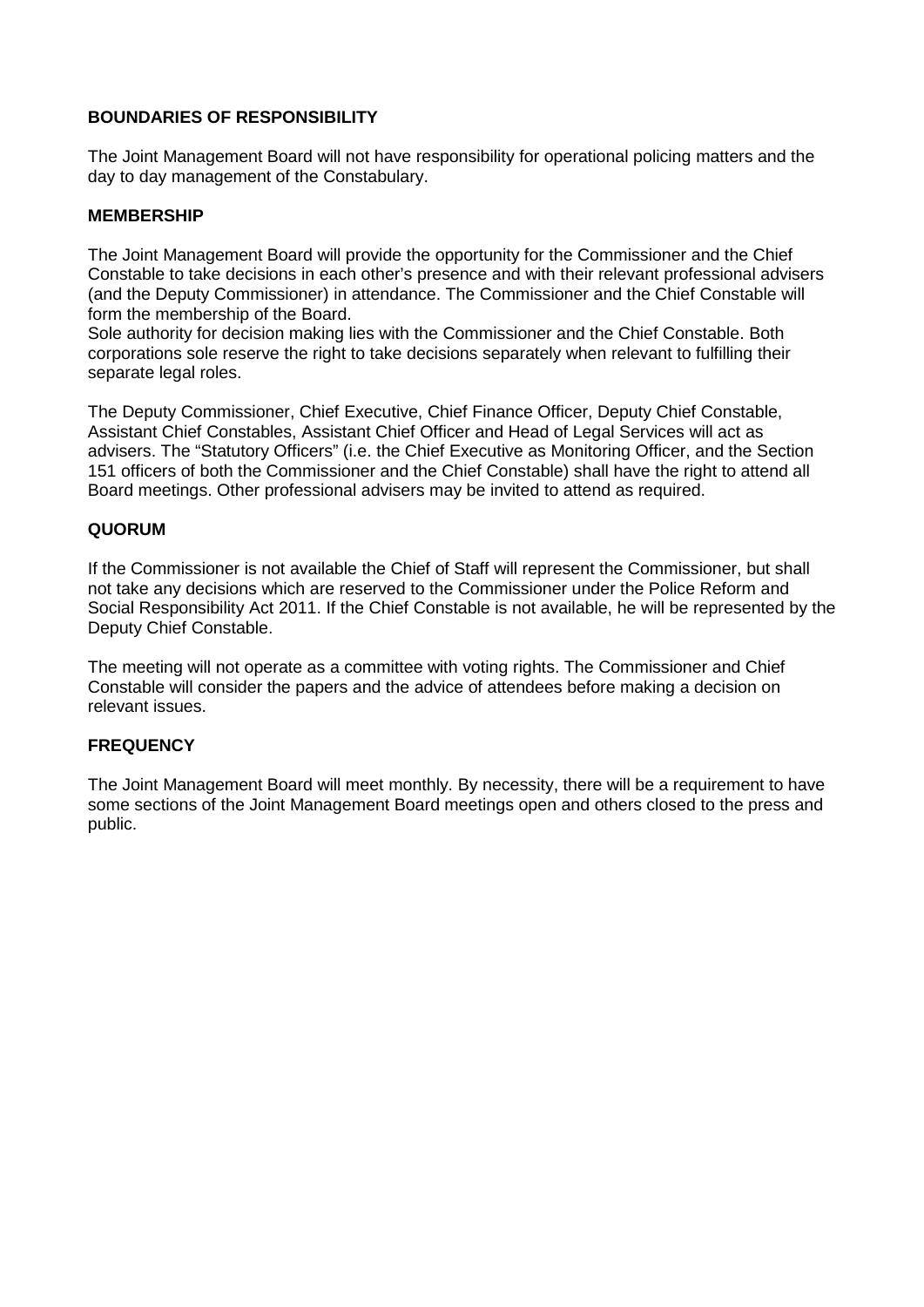**BOUNDARIES OF RESPONSIBILITY**

The Joint Management Board will not have responsibility for operational policing matters and the day to day management of the Constabulary.

**MEMBERSHIP**

The Joint Management Board will provide the opportunity for the Commissioner and the Chief Constable to take decisions in each other's presence and with their relevant professional advisers (and the Deputy Commissioner) in attendance. The Commissioner and the Chief Constable will form the membership of the Board.
Sole authority for decision making lies with the Commissioner and the Chief Constable. Both corporations sole reserve the right to take decisions separately when relevant to fulfilling their separate legal roles.

The Deputy Commissioner, Chief Executive, Chief Finance Officer, Deputy Chief Constable, Assistant Chief Constables, Assistant Chief Officer and Head of Legal Services will act as advisers. The "Statutory Officers" (i.e. the Chief Executive as Monitoring Officer, and the Section 151 officers of both the Commissioner and the Chief Constable) shall have the right to attend all Board meetings. Other professional advisers may be invited to attend as required.

**QUORUM**

If the Commissioner is not available the Chief of Staff will represent the Commissioner, but shall not take any decisions which are reserved to the Commissioner under the Police Reform and Social Responsibility Act 2011. If the Chief Constable is not available, he will be represented by the Deputy Chief Constable.

The meeting will not operate as a committee with voting rights. The Commissioner and Chief Constable will consider the papers and the advice of attendees before making a decision on relevant issues.

**FREQUENCY**

The Joint Management Board will meet monthly. By necessity, there will be a requirement to have some sections of the Joint Management Board meetings open and others closed to the press and public.